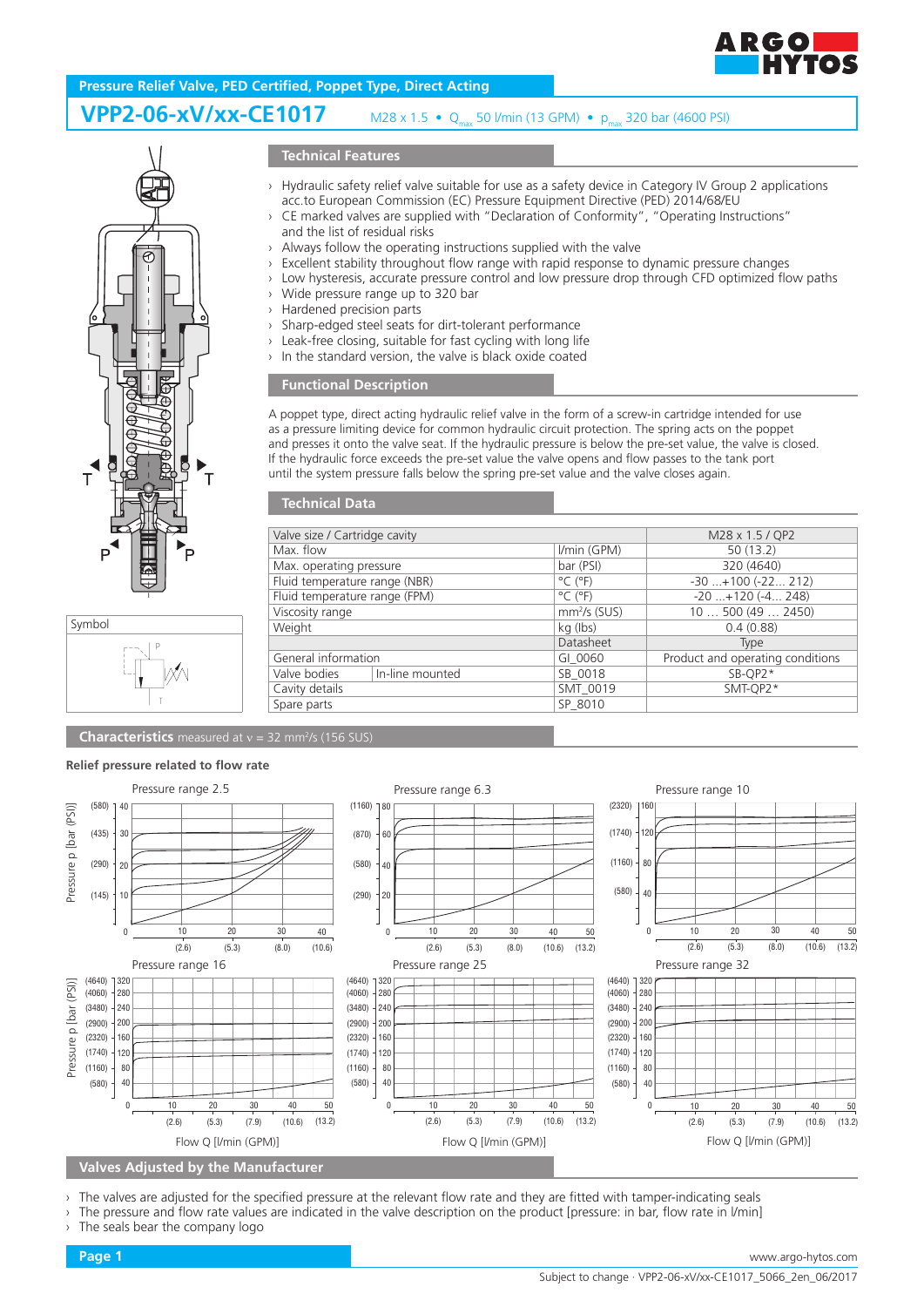Pressure Relief Valve, PED Certified, Poppet Type, Direct Acting

# VPP2-06-xV/xx-CE1017

M28 x 1.5 • $Q_{max}$ 50 l/min (13 GPM) • $p_{max}$ 320 bar (4600 PSI)

## Technical Features

- Hydraulic safety relief valve suitable for use as a safety device in Category IV Group 2 applications acc.to European Commission (EC) Pressure Equipment Directive (PED) 2014/68/EU
- CE marked valves are supplied with "Declaration of Conformity", "Operating Instructions" and the list of residual risks
- Always follow the operating instructions supplied with the valve
- Excellent stability throughout flow range with rapid response to dynamic pressure changes
- Low hysteresis, accurate pressure control and low pressure drop through CFD optimized flow paths
- Wide pressure range up to 320 bar
- Hardened precision parts
- Sharp-edged steel seats for dirt-tolerant performance
- Leak-free closing, suitable for fast cycling with long life
- In the standard version, the valve is black oxide coated

## Functional Description

A poppet type, direct acting hydraulic relief valve in the form of a screw-in cartridge intended for use as a pressure limiting device for common hydraulic circuit protection. The spring acts on the poppet and presses it onto the valve seat. If the hydraulic pressure is below the pre-set value, the valve is closed. If the hydraulic force exceeds the pre-set value the valve opens and flow passes to the tank port until the system pressure falls below the spring pre-set value and the valve closes again.

Symbol

## Technical Data

| Valve size / Cartridge cavity | | | M28 x 1.5 / QP2 |
|---|---|---|---|
| Max. flow | | l/min (GPM) | 50 (13.2) |
| Max. operating pressure | | bar (PSI) | 320 (4640) |
| Fluid temperature range (NBR) | | °C (°F) | -30 ...+100 (-22... 212) |
| Fluid temperature range (FPM) | | °C (°F) | -20 ...+120 (-4... 248) |
| Viscosity range | | mm²/s (SUS) | 10 … 500 (49 … 2450) |
| Weight | | kg (lbs) | 0.4 (0.88) |
| | | Datasheet | Type |
| General information | | GI_0060 | Product and operating conditions |
| Valve bodies | In-line mounted | SB_0018 | SB-QP2* |
| Cavity details | | SMT_0019 | SMT-QP2* |
| Spare parts | | SP_8010 | |

## Characteristics measured at ν = 32 mm²/s (156 SUS)

### Relief pressure related to flow rate

Pressure range 2.5 · Pressure range 6.3 · Pressure range 10 · Pressure range 16 · Pressure range 25 · Pressure range 32

Pressure p [bar (PSI)]

Flow Q [l/min (GPM)]

## Valves Adjusted by the Manufacturer

- The valves are adjusted for the specified pressure at the relevant flow rate and they are fitted with tamper-indicating seals
- The pressure and flow rate values are indicated in the valve description on the product [pressure: in bar, flow rate in l/min]
- The seals bear the company logo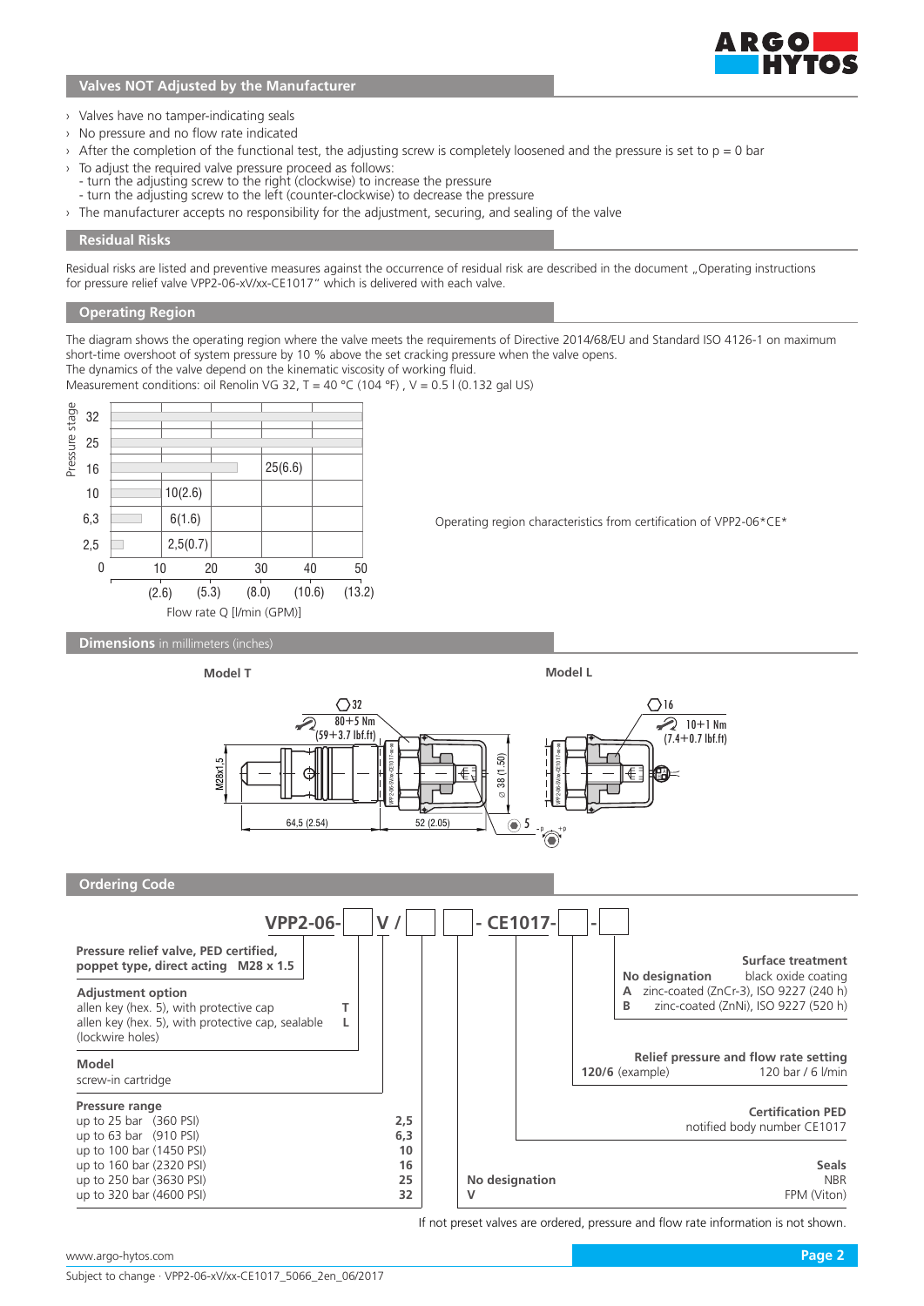## Valves NOT Adjusted by the Manufacturer

- Valves have no tamper-indicating seals
- No pressure and no flow rate indicated
- After the completion of the functional test, the adjusting screw is completely loosened and the pressure is set to p = 0 bar
- To adjust the required valve pressure proceed as follows:
  - turn the adjusting screw to the right (clockwise) to increase the pressure
  - turn the adjusting screw to the left (counter-clockwise) to decrease the pressure
- The manufacturer accepts no responsibility for the adjustment, securing, and sealing of the valve

## Residual Risks

Residual risks are listed and preventive measures against the occurrence of residual risk are described in the document „Operating instructions for pressure relief valve VPP2-06-xV/xx-CE1017" which is delivered with each valve.

## Operating Region

The diagram shows the operating region where the valve meets the requirements of Directive 2014/68/EU and Standard ISO 4126-1 on maximum short-time overshoot of system pressure by 10 % above the set cracking pressure when the valve opens.
The dynamics of the valve depend on the kinematic viscosity of working fluid.
Measurement conditions: oil Renolin VG 32, T = 40 °C (104 °F) , V = 0.5 l (0.132 gal US)

Pressure stage
32
25
16
10
6,3
2,5
25(6.6)
10(2.6)
6(1.6)
2,5(0.7)
0
10 (2.6)
20 (5.3)
30 (8.0)
40 (10.6)
50 (13.2)
Flow rate Q [l/min (GPM)]

Operating region characteristics from certification of VPP2-06*CE*

## Dimensions in millimeters (inches)

**Model T**

32
80+5 Nm (59+3.7 lbf.ft)
M28x1.5
64,5 (2.54)
52 (2.05)
⌀ 38 (1.50)
5

**Model L**

16
10+1 Nm (7.4+0.7 lbf.ft)

## Ordering Code

**VPP2-06- [ ] V / [ ] [ ] - CE1017- [ ] - [ ]**

**Pressure relief valve, PED certified, poppet type, direct acting M28 x 1.5**

**Adjustment option**

| | |
|---|---|
| allen key (hex. 5), with protective cap | **T** |
| allen key (hex. 5), with protective cap, sealable (lockwire holes) | **L** |

**Model**
screw-in cartridge

**Pressure range**

| | |
|---|---|
| up to 25 bar (360 PSI) | **2,5** |
| up to 63 bar (910 PSI) | **6,3** |
| up to 100 bar (1450 PSI) | **10** |
| up to 160 bar (2320 PSI) | **16** |
| up to 250 bar (3630 PSI) | **25** |
| up to 320 bar (4600 PSI) | **32** |

**Surface treatment**

| | |
|---|---|
| **No designation** | black oxide coating |
| **A** | zinc-coated (ZnCr-3), ISO 9227 (240 h) |
| **B** | zinc-coated (ZnNi), ISO 9227 (520 h) |

**Relief pressure and flow rate setting**

| | |
|---|---|
| **120/6** (example) | 120 bar / 6 l/min |

**Certification PED**
notified body number CE1017

**Seals**

| | |
|---|---|
| **No designation** | NBR |
| **V** | FPM (Viton) |

If not preset valves are ordered, pressure and flow rate information is not shown.

www.argo-hytos.com

Subject to change · VPP2-06-xV/xx-CE1017_5066_2en_06/2017